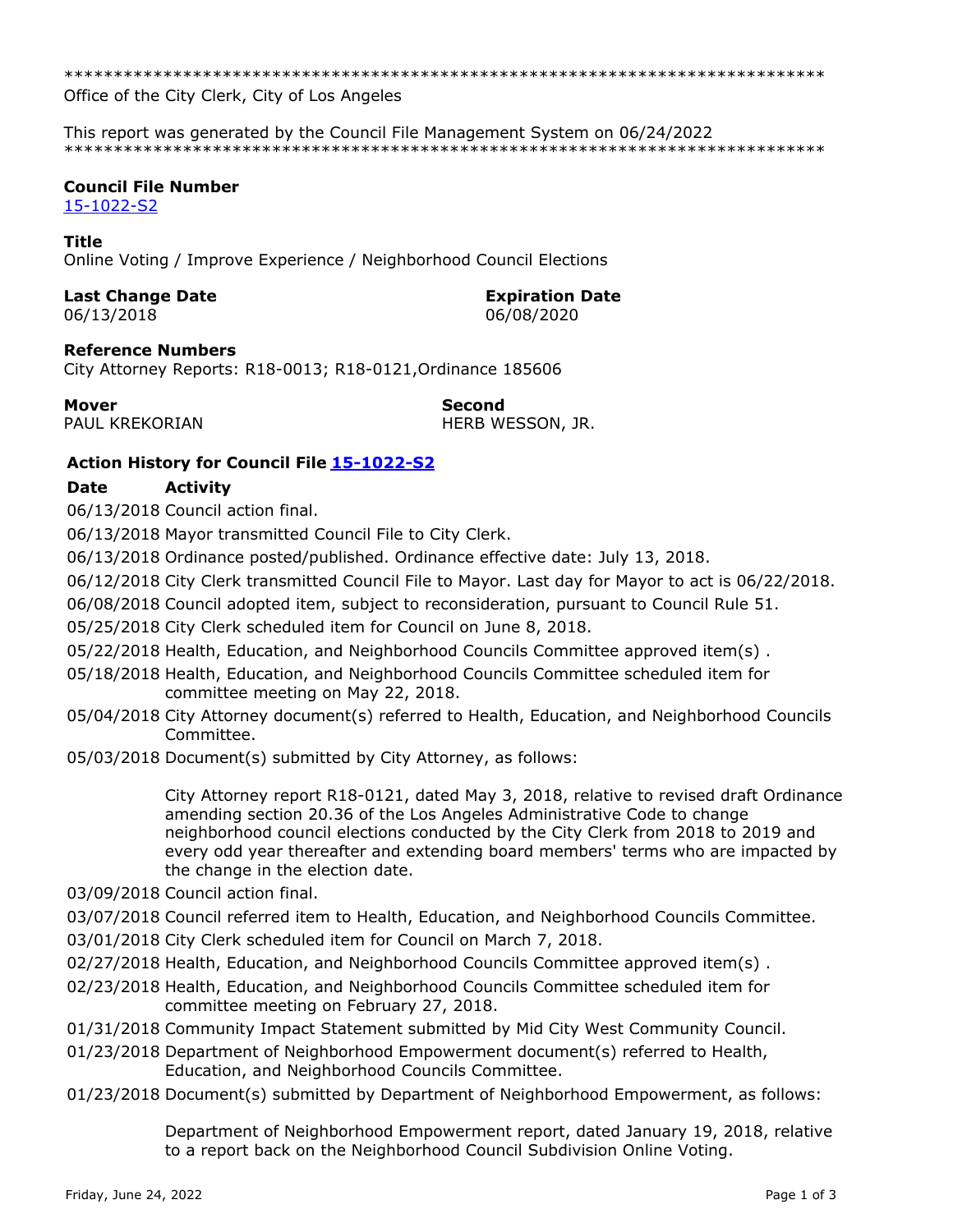*******************************************************************************
Office of the City Clerk, City of Los Angeles

This report was generated by the Council File Management System on 06/24/2022
*******************************************************************************

**Council File Number**
15-1022-S2

**Title**
Online Voting / Improve Experience / Neighborhood Council Elections

**Last Change Date**
06/13/2018

**Expiration Date**
06/08/2020

**Reference Numbers**
City Attorney Reports: R18-0013; R18-0121,Ordinance 185606

**Mover**
PAUL KREKORIAN

**Second**
HERB WESSON, JR.

**Action History for Council File 15-1022-S2**

| Date | Activity |
|---|---|
| 06/13/2018 | Council action final. |
| 06/13/2018 | Mayor transmitted Council File to City Clerk. |
| 06/13/2018 | Ordinance posted/published. Ordinance effective date: July 13, 2018. |
| 06/12/2018 | City Clerk transmitted Council File to Mayor. Last day for Mayor to act is 06/22/2018. |
| 06/08/2018 | Council adopted item, subject to reconsideration, pursuant to Council Rule 51. |
| 05/25/2018 | City Clerk scheduled item for Council on June 8, 2018. |
| 05/22/2018 | Health, Education, and Neighborhood Councils Committee approved item(s) . |
| 05/18/2018 | Health, Education, and Neighborhood Councils Committee scheduled item for committee meeting on May 22, 2018. |
| 05/04/2018 | City Attorney document(s) referred to Health, Education, and Neighborhood Councils Committee. |
| 05/03/2018 | Document(s) submitted by City Attorney, as follows:<br><br>City Attorney report R18-0121, dated May 3, 2018, relative to revised draft Ordinance amending section 20.36 of the Los Angeles Administrative Code to change neighborhood council elections conducted by the City Clerk from 2018 to 2019 and every odd year thereafter and extending board members' terms who are impacted by the change in the election date. |
| 03/09/2018 | Council action final. |
| 03/07/2018 | Council referred item to Health, Education, and Neighborhood Councils Committee. |
| 03/01/2018 | City Clerk scheduled item for Council on March 7, 2018. |
| 02/27/2018 | Health, Education, and Neighborhood Councils Committee approved item(s) . |
| 02/23/2018 | Health, Education, and Neighborhood Councils Committee scheduled item for committee meeting on February 27, 2018. |
| 01/31/2018 | Community Impact Statement submitted by Mid City West Community Council. |
| 01/23/2018 | Department of Neighborhood Empowerment document(s) referred to Health, Education, and Neighborhood Councils Committee. |
| 01/23/2018 | Document(s) submitted by Department of Neighborhood Empowerment, as follows:<br><br>Department of Neighborhood Empowerment report, dated January 19, 2018, relative to a report back on the Neighborhood Council Subdivision Online Voting. |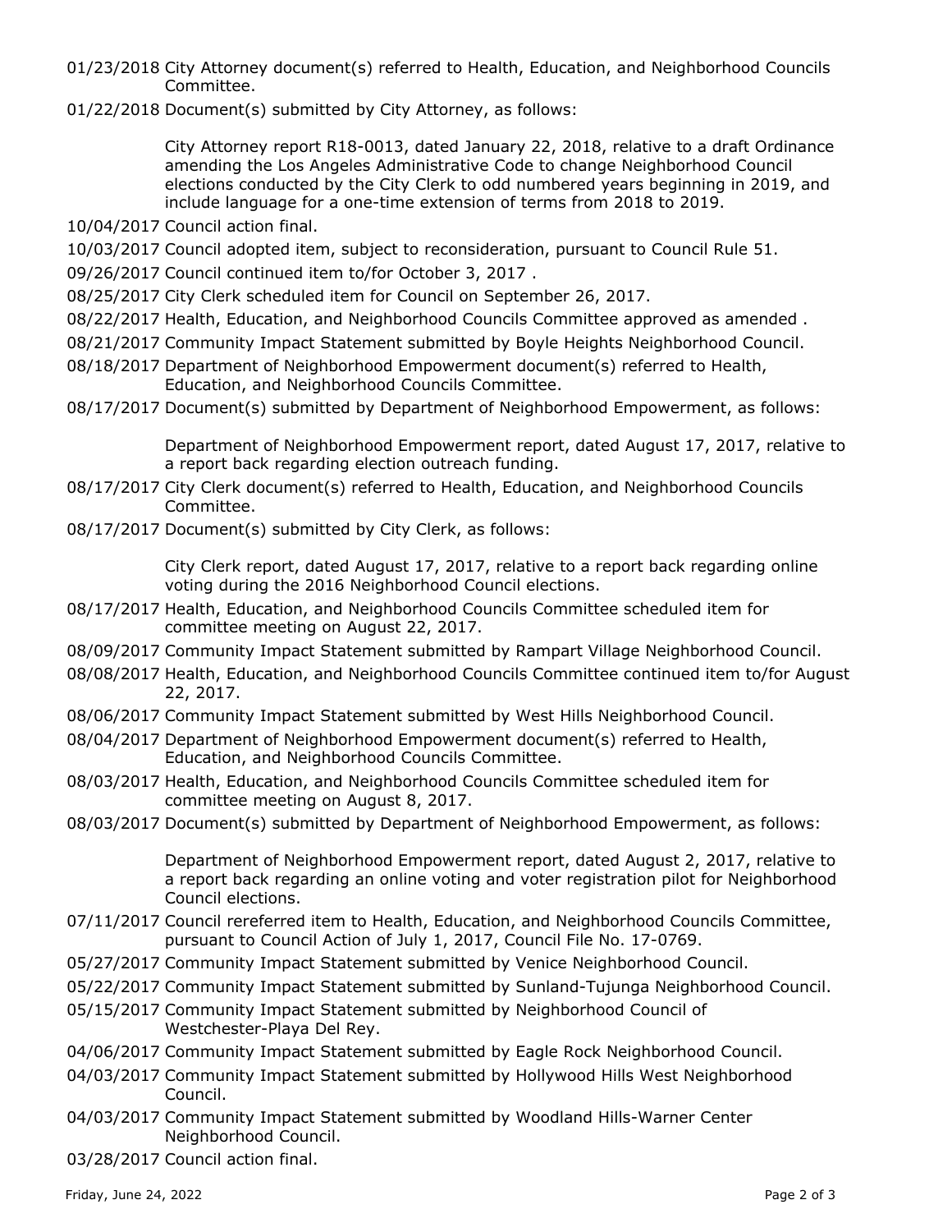01/23/2018 City Attorney document(s) referred to Health, Education, and Neighborhood Councils Committee.

01/22/2018 Document(s) submitted by City Attorney, as follows:

City Attorney report R18-0013, dated January 22, 2018, relative to a draft Ordinance amending the Los Angeles Administrative Code to change Neighborhood Council elections conducted by the City Clerk to odd numbered years beginning in 2019, and include language for a one-time extension of terms from 2018 to 2019.

10/04/2017 Council action final.

10/03/2017 Council adopted item, subject to reconsideration, pursuant to Council Rule 51.

09/26/2017 Council continued item to/for October 3, 2017 .

08/25/2017 City Clerk scheduled item for Council on September 26, 2017.

08/22/2017 Health, Education, and Neighborhood Councils Committee approved as amended .

08/21/2017 Community Impact Statement submitted by Boyle Heights Neighborhood Council.

08/18/2017 Department of Neighborhood Empowerment document(s) referred to Health, Education, and Neighborhood Councils Committee.

08/17/2017 Document(s) submitted by Department of Neighborhood Empowerment, as follows:

Department of Neighborhood Empowerment report, dated August 17, 2017, relative to a report back regarding election outreach funding.

08/17/2017 City Clerk document(s) referred to Health, Education, and Neighborhood Councils Committee.

08/17/2017 Document(s) submitted by City Clerk, as follows:

City Clerk report, dated August 17, 2017, relative to a report back regarding online voting during the 2016 Neighborhood Council elections.

08/17/2017 Health, Education, and Neighborhood Councils Committee scheduled item for committee meeting on August 22, 2017.

08/09/2017 Community Impact Statement submitted by Rampart Village Neighborhood Council.

08/08/2017 Health, Education, and Neighborhood Councils Committee continued item to/for August 22, 2017.

08/06/2017 Community Impact Statement submitted by West Hills Neighborhood Council.

08/04/2017 Department of Neighborhood Empowerment document(s) referred to Health, Education, and Neighborhood Councils Committee.

08/03/2017 Health, Education, and Neighborhood Councils Committee scheduled item for committee meeting on August 8, 2017.

08/03/2017 Document(s) submitted by Department of Neighborhood Empowerment, as follows:

Department of Neighborhood Empowerment report, dated August 2, 2017, relative to a report back regarding an online voting and voter registration pilot for Neighborhood Council elections.

07/11/2017 Council rereferred item to Health, Education, and Neighborhood Councils Committee, pursuant to Council Action of July 1, 2017, Council File No. 17-0769.

05/27/2017 Community Impact Statement submitted by Venice Neighborhood Council.

05/22/2017 Community Impact Statement submitted by Sunland-Tujunga Neighborhood Council.

05/15/2017 Community Impact Statement submitted by Neighborhood Council of Westchester-Playa Del Rey.

04/06/2017 Community Impact Statement submitted by Eagle Rock Neighborhood Council.

04/03/2017 Community Impact Statement submitted by Hollywood Hills West Neighborhood Council.

04/03/2017 Community Impact Statement submitted by Woodland Hills-Warner Center Neighborhood Council.

03/28/2017 Council action final.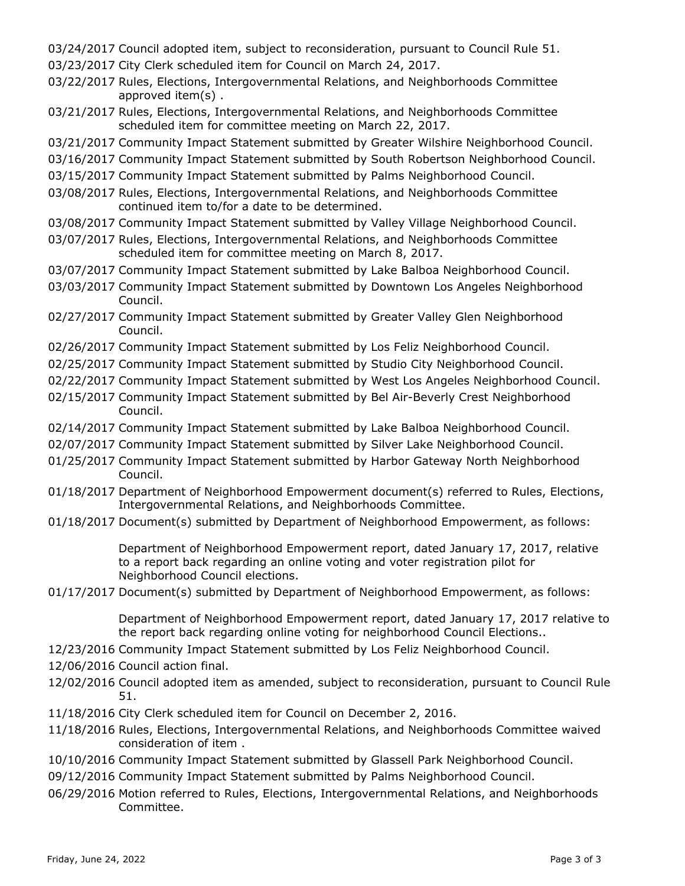03/24/2017 Council adopted item, subject to reconsideration, pursuant to Council Rule 51.

03/23/2017 City Clerk scheduled item for Council on March 24, 2017.

03/22/2017 Rules, Elections, Intergovernmental Relations, and Neighborhoods Committee approved item(s) .

03/21/2017 Rules, Elections, Intergovernmental Relations, and Neighborhoods Committee scheduled item for committee meeting on March 22, 2017.

03/21/2017 Community Impact Statement submitted by Greater Wilshire Neighborhood Council.

03/16/2017 Community Impact Statement submitted by South Robertson Neighborhood Council.

03/15/2017 Community Impact Statement submitted by Palms Neighborhood Council.

03/08/2017 Rules, Elections, Intergovernmental Relations, and Neighborhoods Committee continued item to/for a date to be determined.

03/08/2017 Community Impact Statement submitted by Valley Village Neighborhood Council.

03/07/2017 Rules, Elections, Intergovernmental Relations, and Neighborhoods Committee scheduled item for committee meeting on March 8, 2017.

03/07/2017 Community Impact Statement submitted by Lake Balboa Neighborhood Council.

03/03/2017 Community Impact Statement submitted by Downtown Los Angeles Neighborhood Council.

02/27/2017 Community Impact Statement submitted by Greater Valley Glen Neighborhood Council.

02/26/2017 Community Impact Statement submitted by Los Feliz Neighborhood Council.

02/25/2017 Community Impact Statement submitted by Studio City Neighborhood Council.

02/22/2017 Community Impact Statement submitted by West Los Angeles Neighborhood Council.

02/15/2017 Community Impact Statement submitted by Bel Air-Beverly Crest Neighborhood Council.

02/14/2017 Community Impact Statement submitted by Lake Balboa Neighborhood Council.

02/07/2017 Community Impact Statement submitted by Silver Lake Neighborhood Council.

01/25/2017 Community Impact Statement submitted by Harbor Gateway North Neighborhood Council.

01/18/2017 Department of Neighborhood Empowerment document(s) referred to Rules, Elections, Intergovernmental Relations, and Neighborhoods Committee.

01/18/2017 Document(s) submitted by Department of Neighborhood Empowerment, as follows:

Department of Neighborhood Empowerment report, dated January 17, 2017, relative to a report back regarding an online voting and voter registration pilot for Neighborhood Council elections.

01/17/2017 Document(s) submitted by Department of Neighborhood Empowerment, as follows:

Department of Neighborhood Empowerment report, dated January 17, 2017 relative to the report back regarding online voting for neighborhood Council Elections..

12/23/2016 Community Impact Statement submitted by Los Feliz Neighborhood Council.

12/06/2016 Council action final.

12/02/2016 Council adopted item as amended, subject to reconsideration, pursuant to Council Rule 51.

11/18/2016 City Clerk scheduled item for Council on December 2, 2016.

11/18/2016 Rules, Elections, Intergovernmental Relations, and Neighborhoods Committee waived consideration of item .

10/10/2016 Community Impact Statement submitted by Glassell Park Neighborhood Council.

09/12/2016 Community Impact Statement submitted by Palms Neighborhood Council.

06/29/2016 Motion referred to Rules, Elections, Intergovernmental Relations, and Neighborhoods Committee.